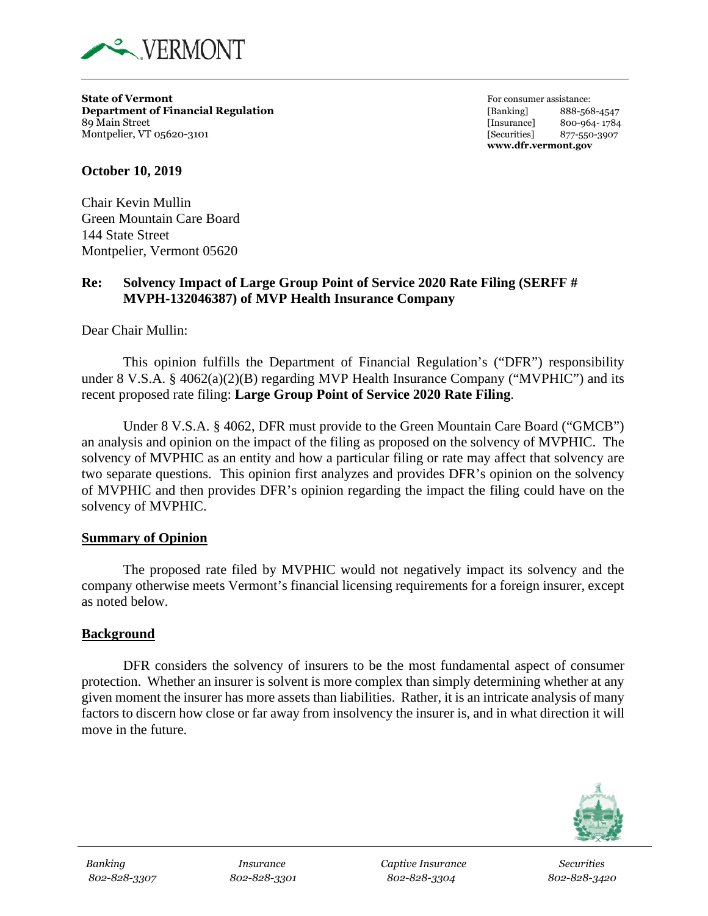VERMONT

**State of Vermont**
**Department of Financial Regulation**
89 Main Street
Montpelier, VT 05620-3101

For consumer assistance:
[Banking] 888-568-4547
[Insurance] 800-964-1784
[Securities] 877-550-3907
**www.dfr.vermont.gov**

**October 10, 2019**

Chair Kevin Mullin
Green Mountain Care Board
144 State Street
Montpelier, Vermont 05620

**Re: Solvency Impact of Large Group Point of Service 2020 Rate Filing (SERFF # MVPH-132046387) of MVP Health Insurance Company**

Dear Chair Mullin:

This opinion fulfills the Department of Financial Regulation's ("DFR") responsibility under 8 V.S.A. § 4062(a)(2)(B) regarding MVP Health Insurance Company ("MVPHIC") and its recent proposed rate filing: **Large Group Point of Service 2020 Rate Filing**.

Under 8 V.S.A. § 4062, DFR must provide to the Green Mountain Care Board ("GMCB") an analysis and opinion on the impact of the filing as proposed on the solvency of MVPHIC. The solvency of MVPHIC as an entity and how a particular filing or rate may affect that solvency are two separate questions. This opinion first analyzes and provides DFR's opinion on the solvency of MVPHIC and then provides DFR's opinion regarding the impact the filing could have on the solvency of MVPHIC.

## Summary of Opinion

The proposed rate filed by MVPHIC would not negatively impact its solvency and the company otherwise meets Vermont's financial licensing requirements for a foreign insurer, except as noted below.

## Background

DFR considers the solvency of insurers to be the most fundamental aspect of consumer protection. Whether an insurer is solvent is more complex than simply determining whether at any given moment the insurer has more assets than liabilities. Rather, it is an intricate analysis of many factors to discern how close or far away from insolvency the insurer is, and in what direction it will move in the future.

*Banking* 802-828-3307 | *Insurance* 802-828-3301 | *Captive Insurance* 802-828-3304 | *Securities* 802-828-3420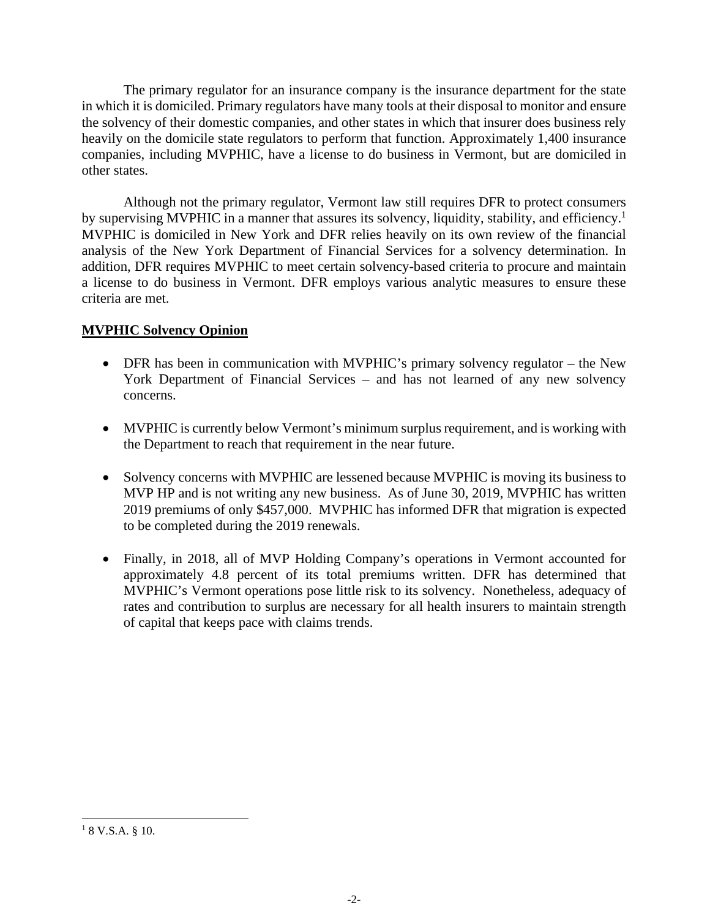The primary regulator for an insurance company is the insurance department for the state in which it is domiciled. Primary regulators have many tools at their disposal to monitor and ensure the solvency of their domestic companies, and other states in which that insurer does business rely heavily on the domicile state regulators to perform that function. Approximately 1,400 insurance companies, including MVPHIC, have a license to do business in Vermont, but are domiciled in other states.

Although not the primary regulator, Vermont law still requires DFR to protect consumers by supervising MVPHIC in a manner that assures its solvency, liquidity, stability, and efficiency.[1] MVPHIC is domiciled in New York and DFR relies heavily on its own review of the financial analysis of the New York Department of Financial Services for a solvency determination. In addition, DFR requires MVPHIC to meet certain solvency-based criteria to procure and maintain a license to do business in Vermont. DFR employs various analytic measures to ensure these criteria are met.

**MVPHIC Solvency Opinion**

- DFR has been in communication with MVPHIC's primary solvency regulator – the New York Department of Financial Services – and has not learned of any new solvency concerns.

- MVPHIC is currently below Vermont's minimum surplus requirement, and is working with the Department to reach that requirement in the near future.

- Solvency concerns with MVPHIC are lessened because MVPHIC is moving its business to MVP HP and is not writing any new business. As of June 30, 2019, MVPHIC has written 2019 premiums of only $457,000. MVPHIC has informed DFR that migration is expected to be completed during the 2019 renewals.

- Finally, in 2018, all of MVP Holding Company's operations in Vermont accounted for approximately 4.8 percent of its total premiums written. DFR has determined that MVPHIC's Vermont operations pose little risk to its solvency. Nonetheless, adequacy of rates and contribution to surplus are necessary for all health insurers to maintain strength of capital that keeps pace with claims trends.

---

[1] 8 V.S.A. § 10.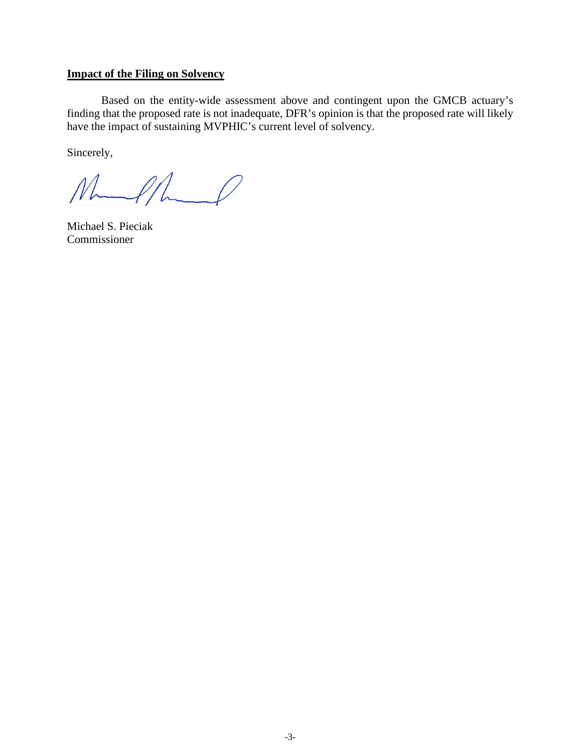**Impact of the Filing on Solvency**

Based on the entity-wide assessment above and contingent upon the GMCB actuary's finding that the proposed rate is not inadequate, DFR's opinion is that the proposed rate will likely have the impact of sustaining MVPHIC's current level of solvency.

Sincerely,

Michael S. Pieciak
Commissioner